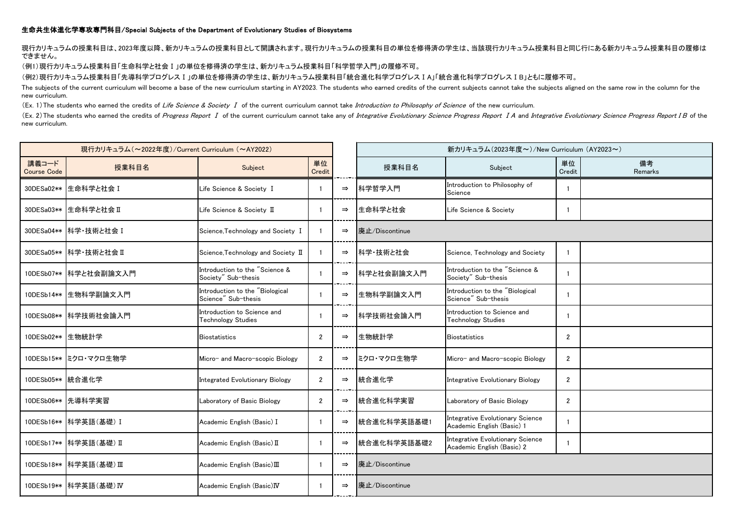**生命共生体進化学専攻専門科目/Special Subjects of the Department of Evolutionary Studies of Biosystems**

現行カリキュラムの授業科目は、2023年度以降、新カリキュラムの授業科目として開講されます。現行カリキュラムの授業科目の単位を修得済の学生は、当該現行カリキュラム授業科目と同じ行にある新カリキュラム授業科目の履修はできません。

（例1）現行カリキュラム授業科目「生命科学と社会Ｉ」の単位を修得済の学生は、新カリキュラム授業科目「科学哲学入門」の履修不可。

（例2）現行カリキュラム授業科目「先導科学プログレスＩ」の単位を修得済の学生は、新カリキュラム授業科目「統合進化科学プログレスＩA」「統合進化科学プログレスＩB」ともに履修不可。

The subjects of the current curriculum will become a base of the new curriculum starting in AY2023. The students who earned credits of the current subjects cannot take the subjects aligned on the same row in the column for the new curriculum.

(Ex. 1) The students who earned the credits of *Life Science & Society Ⅰ* of the current curriculum cannot take *Introduction to Philosophy of Science* of the new curriculum.

(Ex. 2) The students who earned the credits of *Progress Report Ⅰ* of the current curriculum cannot take any of *Integrative Evolutionary Science Progress Report ⅠA* and *Integrative Evolutionary Science Progress Report ⅠB* of the new curriculum.

| 現行カリキュラム（～2022年度）/Current Curriculum (～AY2022) | | | | | 新カリキュラム（2023年度～）/New Curriculum (AY2023～) | | | |
|---|---|---|---|---|---|---|---|---|
| 講義コード Course Code | 授業科目名 | Subject | 単位 Credit | | 授業科目名 | Subject | 単位 Credit | 備考 Remarks |
| 30DESa02** | 生命科学と社会Ｉ | Life Science & Society Ⅰ | 1 | ⇒ | 科学哲学入門 | Introduction to Philosophy of Science | 1 | |
| 30DESa03** | 生命科学と社会Ⅱ | Life Science & Society Ⅱ | 1 | ⇒ | 生命科学と社会 | Life Science & Society | 1 | |
| 30DESa04** | 科学・技術と社会Ｉ | Science,Technology and Society Ⅰ | 1 | ⇒ | 廃止/Discontinue | | | |
| 30DESa05** | 科学・技術と社会Ⅱ | Science,Technology and Society Ⅱ | 1 | ⇒ | 科学・技術と社会 | Science, Technology and Society | 1 | |
| 10DESb07** | 科学と社会副論文入門 | Introduction to the "Science & Society" Sub-thesis | 1 | ⇒ | 科学と社会副論文入門 | Introduction to the "Science & Society" Sub-thesis | 1 | |
| 10DESb14** | 生物科学副論文入門 | Introduction to the "Biological Science" Sub-thesis | 1 | ⇒ | 生物科学副論文入門 | Introduction to the "Biological Science" Sub-thesis | 1 | |
| 10DESb08** | 科学技術社会論入門 | Introduction to Science and Technology Studies | 1 | ⇒ | 科学技術社会論入門 | Introduction to Science and Technology Studies | 1 | |
| 10DESb02** | 生物統計学 | Biostatistics | 2 | ⇒ | 生物統計学 | Biostatistics | 2 | |
| 10DESb15** | ミクロ・マクロ生物学 | Micro- and Macro-scopic Biology | 2 | ⇒ | ミクロ・マクロ生物学 | Micro- and Macro-scopic Biology | 2 | |
| 10DESb05** | 統合進化学 | Integrated Evolutionary Biology | 2 | ⇒ | 統合進化学 | Integrative Evolutionary Biology | 2 | |
| 10DESb06** | 先導科学実習 | Laboratory of Basic Biology | 2 | ⇒ | 統合進化科学実習 | Laboratory of Basic Biology | 2 | |
| 10DESb16** | 科学英語（基礎）Ｉ | Academic English (Basic) Ⅰ | 1 | ⇒ | 統合進化科学英語基礎1 | Integrative Evolutionary Science Academic English (Basic) 1 | 1 | |
| 10DESb17** | 科学英語（基礎）Ⅱ | Academic English (Basic) Ⅱ | 1 | ⇒ | 統合進化科学英語基礎2 | Integrative Evolutionary Science Academic English (Basic) 2 | 1 | |
| 10DESb18** | 科学英語（基礎）Ⅲ | Academic English (Basic)Ⅲ | 1 | ⇒ | 廃止/Discontinue | | | |
| 10DESb19** | 科学英語（基礎）Ⅳ | Academic English (Basic)Ⅳ | 1 | ⇒ | 廃止/Discontinue | | | |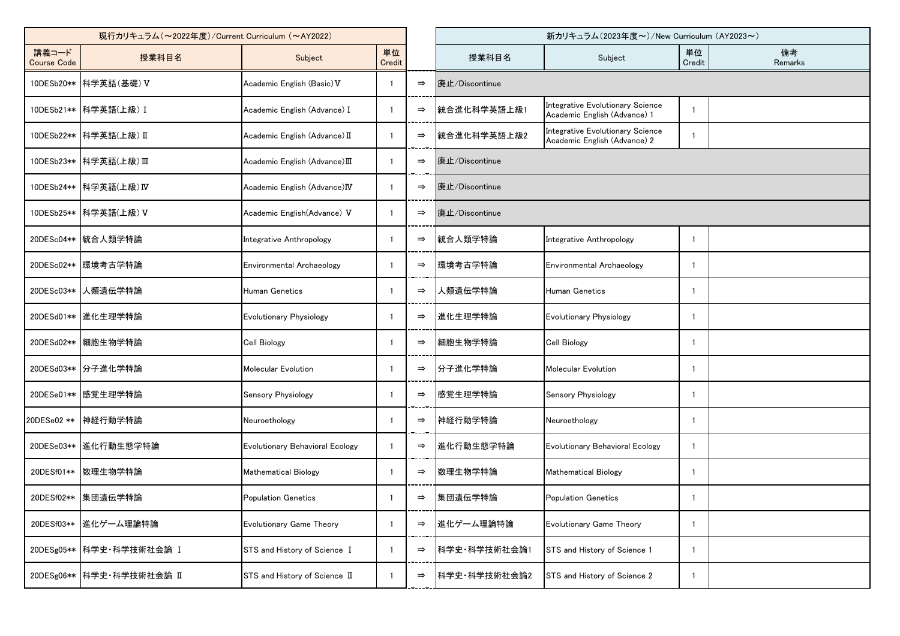| 現行カリキュラム(～2022年度)/Current Curriculum (～AY2022) | | | | | 新カリキュラム(2023年度～)/New Curriculum (AY2023～) | | | |
|---|---|---|---|---|---|---|---|---|
| 講義コード Course Code | 授業科目名 | Subject | 単位 Credit | | 授業科目名 | Subject | 単位 Credit | 備考 Remarks |
| 10DESb20** | 科学英語(基礎)Ⅴ | Academic English (Basic)Ⅴ | 1 | ⇒ | 廃止/Discontinue | | | |
| 10DESb21** | 科学英語(上級)Ⅰ | Academic English (Advance)Ⅰ | 1 | ⇒ | 統合進化科学英語上級1 | Integrative Evolutionary Science Academic English (Advance) 1 | 1 | |
| 10DESb22** | 科学英語(上級)Ⅱ | Academic English (Advance)Ⅱ | 1 | ⇒ | 統合進化科学英語上級2 | Integrative Evolutionary Science Academic English (Advance) 2 | 1 | |
| 10DESb23** | 科学英語(上級)Ⅲ | Academic English (Advance)Ⅲ | 1 | ⇒ | 廃止/Discontinue | | | |
| 10DESb24** | 科学英語(上級)Ⅳ | Academic English (Advance)Ⅳ | 1 | ⇒ | 廃止/Discontinue | | | |
| 10DESb25** | 科学英語(上級)Ⅴ | Academic English(Advance) Ⅴ | 1 | ⇒ | 廃止/Discontinue | | | |
| 20DESc04** | 統合人類学特論 | Integrative Anthropology | 1 | ⇒ | 統合人類学特論 | Integrative Anthropology | 1 | |
| 20DESc02** | 環境考古学特論 | Environmental Archaeology | 1 | ⇒ | 環境考古学特論 | Environmental Archaeology | 1 | |
| 20DESc03** | 人類遺伝学特論 | Human Genetics | 1 | ⇒ | 人類遺伝学特論 | Human Genetics | 1 | |
| 20DESd01** | 進化生理学特論 | Evolutionary Physiology | 1 | ⇒ | 進化生理学特論 | Evolutionary Physiology | 1 | |
| 20DESd02** | 細胞生物学特論 | Cell Biology | 1 | ⇒ | 細胞生物学特論 | Cell Biology | 1 | |
| 20DESd03** | 分子進化学特論 | Molecular Evolution | 1 | ⇒ | 分子進化学特論 | Molecular Evolution | 1 | |
| 20DESe01** | 感覚生理学特論 | Sensory Physiology | 1 | ⇒ | 感覚生理学特論 | Sensory Physiology | 1 | |
| 20DESe02 ** | 神経行動学特論 | Neuroethology | 1 | ⇒ | 神経行動学特論 | Neuroethology | 1 | |
| 20DESe03** | 進化行動生態学特論 | Evolutionary Behavioral Ecology | 1 | ⇒ | 進化行動生態学特論 | Evolutionary Behavioral Ecology | 1 | |
| 20DESf01** | 数理生物学特論 | Mathematical Biology | 1 | ⇒ | 数理生物学特論 | Mathematical Biology | 1 | |
| 20DESf02** | 集団遺伝学特論 | Population Genetics | 1 | ⇒ | 集団遺伝学特論 | Population Genetics | 1 | |
| 20DESf03** | 進化ゲーム理論特論 | Evolutionary Game Theory | 1 | ⇒ | 進化ゲーム理論特論 | Evolutionary Game Theory | 1 | |
| 20DESg05** | 科学史・科学技術社会論 Ⅰ | STS and History of Science Ⅰ | 1 | ⇒ | 科学史・科学技術社会論1 | STS and History of Science 1 | 1 | |
| 20DESg06** | 科学史・科学技術社会論 Ⅱ | STS and History of Science Ⅱ | 1 | ⇒ | 科学史・科学技術社会論2 | STS and History of Science 2 | 1 | |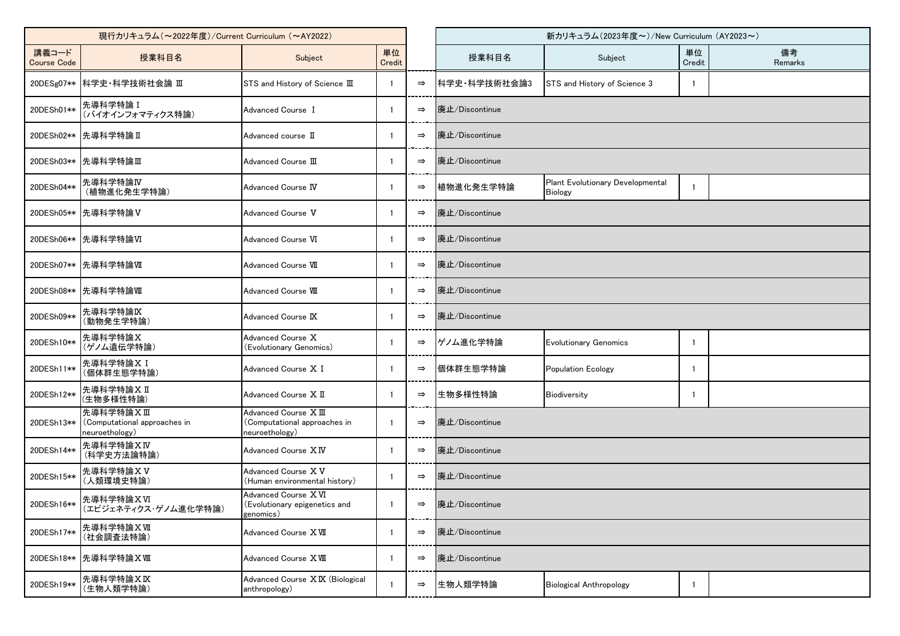| 現行カリキュラム(～2022年度)/Current Curriculum (～AY2022) | | | | | 新カリキュラム(2023年度～)/New Curriculum (AY2023～) | | | |
|---|---|---|---|---|---|---|---|---|
| 講義コード Course Code | 授業科目名 | Subject | 単位 Credit | | 授業科目名 | Subject | 単位 Credit | 備考 Remarks |
| 20DESg07** | 科学史・科学技術社会論 Ⅲ | STS and History of Science Ⅲ | 1 | ⇒ | 科学史・科学技術社会論3 | STS and History of Science 3 | 1 | |
| 20DESh01** | 先導科学特論Ⅰ (バイオインフォマティクス特論) | Advanced Course Ⅰ | 1 | ⇒ | 廃止/Discontinue | | | |
| 20DESh02** | 先導科学特論Ⅱ | Advanced course Ⅱ | 1 | ⇒ | 廃止/Discontinue | | | |
| 20DESh03** | 先導科学特論Ⅲ | Advanced Course Ⅲ | 1 | ⇒ | 廃止/Discontinue | | | |
| 20DESh04** | 先導科学特論Ⅳ (植物進化発生学特論) | Advanced Course Ⅳ | 1 | ⇒ | 植物進化発生学特論 | Plant Evolutionary Developmental Biology | 1 | |
| 20DESh05** | 先導科学特論Ⅴ | Advanced Course Ⅴ | 1 | ⇒ | 廃止/Discontinue | | | |
| 20DESh06** | 先導科学特論Ⅵ | Advanced Course Ⅵ | 1 | ⇒ | 廃止/Discontinue | | | |
| 20DESh07** | 先導科学特論Ⅶ | Advanced Course Ⅶ | 1 | ⇒ | 廃止/Discontinue | | | |
| 20DESh08** | 先導科学特論Ⅷ | Advanced Course Ⅷ | 1 | ⇒ | 廃止/Discontinue | | | |
| 20DESh09** | 先導科学特論Ⅸ (動物発生学特論) | Advanced Course Ⅸ | 1 | ⇒ | 廃止/Discontinue | | | |
| 20DESh10** | 先導科学特論Ⅹ (ゲノム遺伝学特論) | Advanced Course Ⅹ (Evolutionary Genomics) | 1 | ⇒ | ゲノム進化学特論 | Evolutionary Genomics | 1 | |
| 20DESh11** | 先導科学特論ⅩⅠ (個体群生態学特論) | Advanced Course ⅩⅠ | 1 | ⇒ | 個体群生態学特論 | Population Ecology | 1 | |
| 20DESh12** | 先導科学特論ⅩⅡ (生物多様性特論) | Advanced Course ⅩⅡ | 1 | ⇒ | 生物多様性特論 | Biodiversity | 1 | |
| 20DESh13** | 先導科学特論ⅩⅢ (Computational approaches in neuroethology) | Advanced Course ⅩⅢ (Computational approaches in neuroethology) | 1 | ⇒ | 廃止/Discontinue | | | |
| 20DESh14** | 先導科学特論ⅩⅣ (科学史方法論特論) | Advanced Course ⅩⅣ | 1 | ⇒ | 廃止/Discontinue | | | |
| 20DESh15** | 先導科学特論ⅩⅤ (人類環境史特論) | Advanced Course ⅩⅤ (Human environmental history) | 1 | ⇒ | 廃止/Discontinue | | | |
| 20DESh16** | 先導科学特論ⅩⅥ (エピジェネティクス・ゲノム進化学特論) | Advanced Course ⅩⅥ (Evolutionary epigenetics and genomics) | 1 | ⇒ | 廃止/Discontinue | | | |
| 20DESh17** | 先導科学特論ⅩⅦ (社会調査法特論) | Advanced Course ⅩⅦ | 1 | ⇒ | 廃止/Discontinue | | | |
| 20DESh18** | 先導科学特論ⅩⅧ | Advanced Course ⅩⅧ | 1 | ⇒ | 廃止/Discontinue | | | |
| 20DESh19** | 先導科学特論ⅩⅨ (生物人類学特論) | Advanced Course ⅩⅨ (Biological anthropology) | 1 | ⇒ | 生物人類学特論 | Biological Anthropology | 1 | |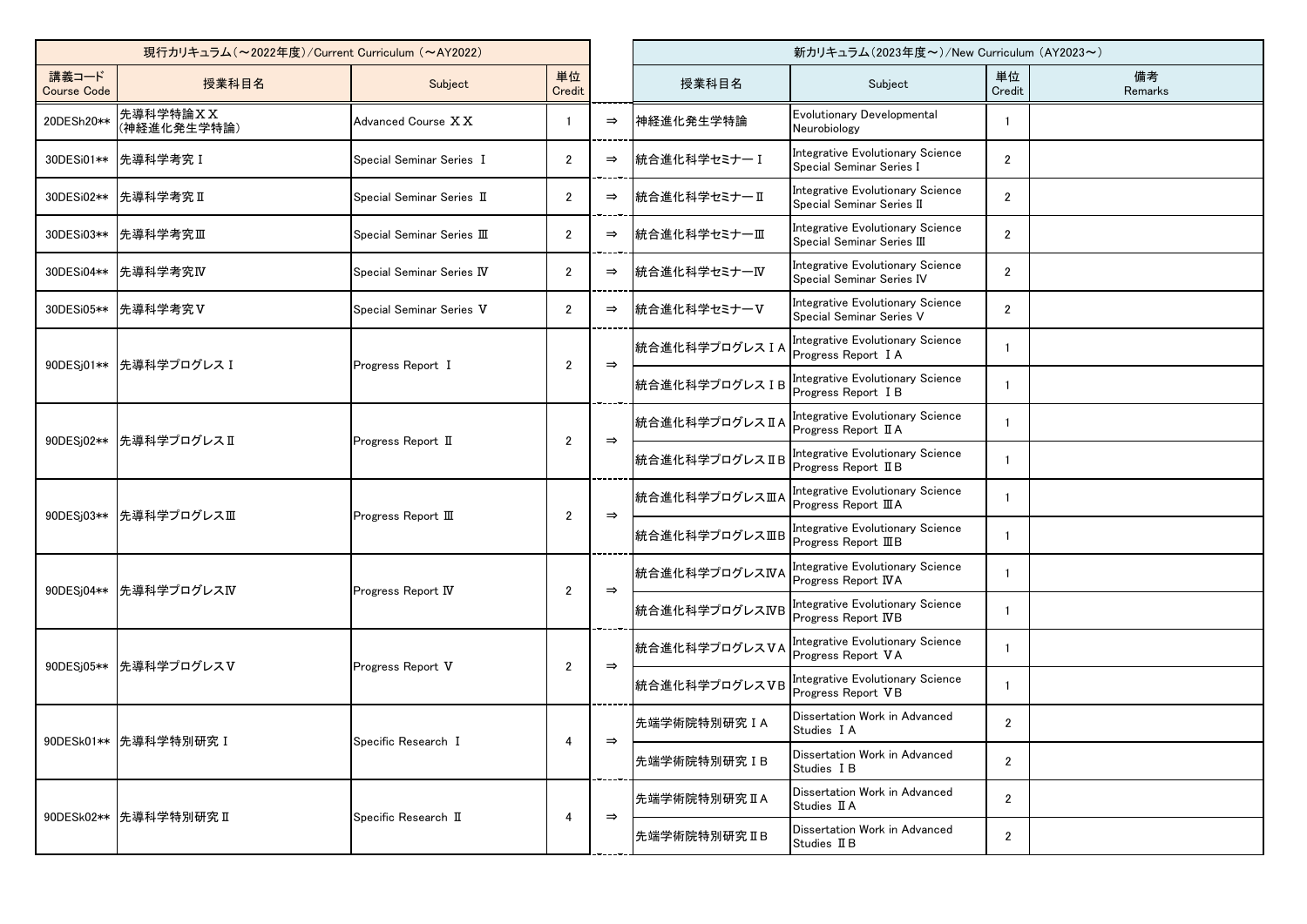| 現行カリキュラム（～2022年度）/Current Curriculum（～AY2022） | | | | | 新カリキュラム（2023年度～）/New Curriculum（AY2023～） | | | |
|---|---|---|---|---|---|---|---|---|
| 講義コード Course Code | 授業科目名 | Subject | 単位 Credit | | 授業科目名 | Subject | 単位 Credit | 備考 Remarks |
| 20DESh20** | 先導科学特論ＸＸ（神経進化発生学特論） | Advanced Course ＸＸ | 1 | ⇒ | 神経進化発生学特論 | Evolutionary Developmental Neurobiology | 1 | |
| 30DESi01** | 先導科学考究Ⅰ | Special Seminar Series Ⅰ | 2 | ⇒ | 統合進化科学セミナーⅠ | Integrative Evolutionary Science Special Seminar Series Ⅰ | 2 | |
| 30DESi02** | 先導科学考究Ⅱ | Special Seminar Series Ⅱ | 2 | ⇒ | 統合進化科学セミナーⅡ | Integrative Evolutionary Science Special Seminar Series Ⅱ | 2 | |
| 30DESi03** | 先導科学考究Ⅲ | Special Seminar Series Ⅲ | 2 | ⇒ | 統合進化科学セミナーⅢ | Integrative Evolutionary Science Special Seminar Series Ⅲ | 2 | |
| 30DESi04** | 先導科学考究Ⅳ | Special Seminar Series Ⅳ | 2 | ⇒ | 統合進化科学セミナーⅣ | Integrative Evolutionary Science Special Seminar Series Ⅳ | 2 | |
| 30DESi05** | 先導科学考究Ⅴ | Special Seminar Series Ⅴ | 2 | ⇒ | 統合進化科学セミナーⅤ | Integrative Evolutionary Science Special Seminar Series Ⅴ | 2 | |
| 90DESj01** | 先導科学プログレスⅠ | Progress Report Ⅰ | 2 | ⇒ | 統合進化科学プログレスⅠA | Integrative Evolutionary Science Progress Report ⅠA | 1 | |
| | | | | | 統合進化科学プログレスⅠB | Integrative Evolutionary Science Progress Report ⅠB | 1 | |
| 90DESj02** | 先導科学プログレスⅡ | Progress Report Ⅱ | 2 | ⇒ | 統合進化科学プログレスⅡA | Integrative Evolutionary Science Progress Report ⅡA | 1 | |
| | | | | | 統合進化科学プログレスⅡB | Integrative Evolutionary Science Progress Report ⅡB | 1 | |
| 90DESj03** | 先導科学プログレスⅢ | Progress Report Ⅲ | 2 | ⇒ | 統合進化科学プログレスⅢA | Integrative Evolutionary Science Progress Report ⅢA | 1 | |
| | | | | | 統合進化科学プログレスⅢB | Integrative Evolutionary Science Progress Report ⅢB | 1 | |
| 90DESj04** | 先導科学プログレスⅣ | Progress Report Ⅳ | 2 | ⇒ | 統合進化科学プログレスⅣA | Integrative Evolutionary Science Progress Report ⅣA | 1 | |
| | | | | | 統合進化科学プログレスⅣB | Integrative Evolutionary Science Progress Report ⅣB | 1 | |
| 90DESj05** | 先導科学プログレスⅤ | Progress Report Ⅴ | 2 | ⇒ | 統合進化科学プログレスⅤA | Integrative Evolutionary Science Progress Report ⅤA | 1 | |
| | | | | | 統合進化科学プログレスⅤB | Integrative Evolutionary Science Progress Report ⅤB | 1 | |
| 90DESk01** | 先導科学特別研究Ⅰ | Specific Research Ⅰ | 4 | ⇒ | 先端学術院特別研究ⅠA | Dissertation Work in Advanced Studies ⅠA | 2 | |
| | | | | | 先端学術院特別研究ⅠB | Dissertation Work in Advanced Studies ⅠB | 2 | |
| 90DESk02** | 先導科学特別研究Ⅱ | Specific Research Ⅱ | 4 | ⇒ | 先端学術院特別研究ⅡA | Dissertation Work in Advanced Studies ⅡA | 2 | |
| | | | | | 先端学術院特別研究ⅡB | Dissertation Work in Advanced Studies ⅡB | 2 | |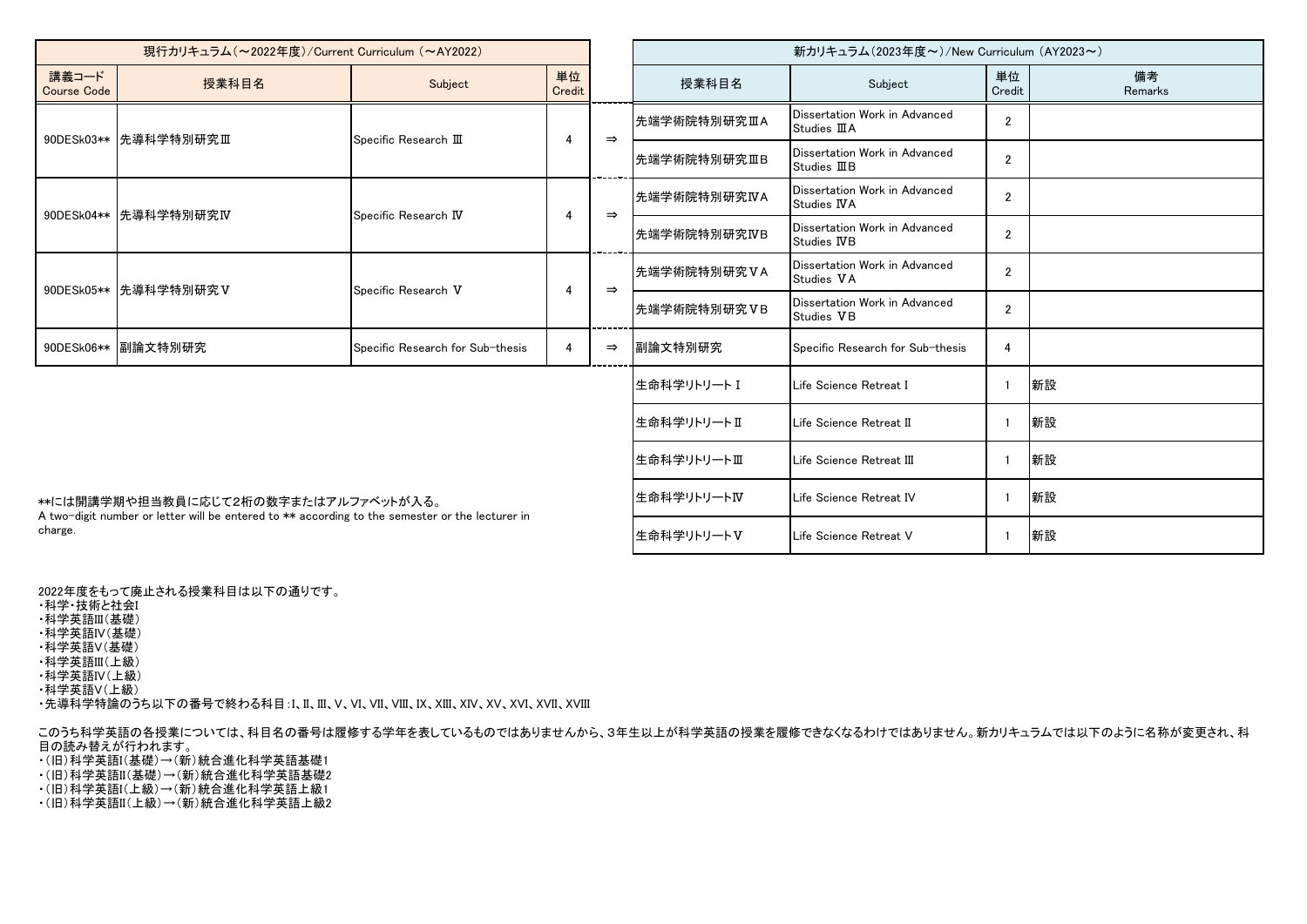| 現行カリキュラム（～2022年度）/Current Curriculum（～AY2022） | | | | | 新カリキュラム（2023年度～）/New Curriculum（AY2023～） | | | |
|---|---|---|---|---|---|---|---|---|
| 講義コード Course Code | 授業科目名 | Subject | 単位 Credit | | 授業科目名 | Subject | 単位 Credit | 備考 Remarks |
| 90DESk03** | 先導科学特別研究Ⅲ | Specific Research Ⅲ | 4 | ⇒ | 先端学術院特別研究ⅢA | Dissertation Work in Advanced Studies ⅢA | 2 | |
| | | | | | 先端学術院特別研究ⅢB | Dissertation Work in Advanced Studies ⅢB | 2 | |
| 90DESk04** | 先導科学特別研究Ⅳ | Specific Research Ⅳ | 4 | ⇒ | 先端学術院特別研究ⅣA | Dissertation Work in Advanced Studies ⅣA | 2 | |
| | | | | | 先端学術院特別研究ⅣB | Dissertation Work in Advanced Studies ⅣB | 2 | |
| 90DESk05** | 先導科学特別研究Ⅴ | Specific Research Ⅴ | 4 | ⇒ | 先端学術院特別研究ⅤA | Dissertation Work in Advanced Studies ⅤA | 2 | |
| | | | | | 先端学術院特別研究ⅤB | Dissertation Work in Advanced Studies ⅤB | 2 | |
| 90DESk06** | 副論文特別研究 | Specific Research for Sub-thesis | 4 | ⇒ | 副論文特別研究 | Specific Research for Sub-thesis | 4 | |
| | | | | | 生命科学リトリートⅠ | Life Science Retreat Ⅰ | 1 | 新設 |
| | | | | | 生命科学リトリートⅡ | Life Science Retreat Ⅱ | 1 | 新設 |
| | | | | | 生命科学リトリートⅢ | Life Science Retreat Ⅲ | 1 | 新設 |
| | | | | | 生命科学リトリートⅣ | Life Science Retreat Ⅳ | 1 | 新設 |
| | | | | | 生命科学リトリートⅤ | Life Science Retreat Ⅴ | 1 | 新設 |

**には開講学期や担当教員に応じて2桁の数字またはアルファベットが入る。
A two-digit number or letter will be entered to ** according to the semester or the lecturer in charge.

2022年度をもって廃止される授業科目は以下の通りです。
・科学・技術と社会I
・科学英語III（基礎）
・科学英語IV（基礎）
・科学英語V（基礎）
・科学英語III（上級）
・科学英語IV（上級）
・科学英語V（上級）
・先導科学特論のうち以下の番号で終わる科目：I、II、III、V、VI、VII、VIII、IX、XIII、XIV、XV、XVI、XVII、XVIII

このうち科学英語の各授業については、科目名の番号は履修する学年を表しているものではありませんから、3年生以上が科学英語の授業を履修できなくなるわけではありません。新カリキュラムでは以下のように名称が変更され、科目の読み替えが行われます。
・（旧）科学英語I（基礎）→（新）統合進化科学英語基礎1
・（旧）科学英語II（基礎）→（新）統合進化科学英語基礎2
・（旧）科学英語I（上級）→（新）統合進化科学英語上級1
・（旧）科学英語II（上級）→（新）統合進化科学英語上級2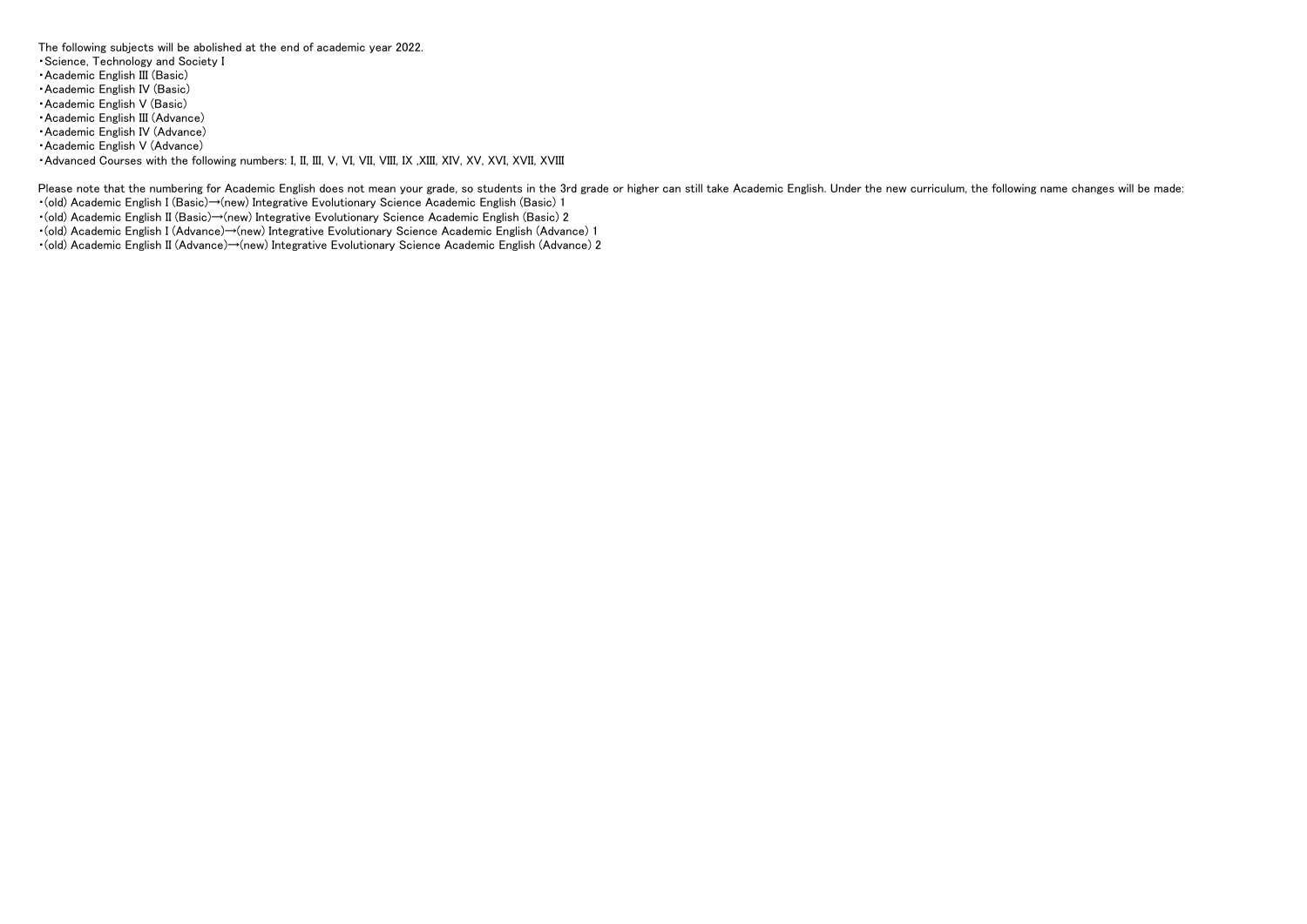The following subjects will be abolished at the end of academic year 2022.

- Science, Technology and Society I
- Academic English III (Basic)
- Academic English IV (Basic)
- Academic English V (Basic)
- Academic English III (Advance)
- Academic English IV (Advance)
- Academic English V (Advance)
- Advanced Courses with the following numbers: I, II, III, V, VI, VII, VIII, IX ,XIII, XIV, XV, XVI, XVII, XVIII

Please note that the numbering for Academic English does not mean your grade, so students in the 3rd grade or higher can still take Academic English. Under the new curriculum, the following name changes will be made:

- (old) Academic English I (Basic)→(new) Integrative Evolutionary Science Academic English (Basic) 1
- (old) Academic English II (Basic)→(new) Integrative Evolutionary Science Academic English (Basic) 2
- (old) Academic English I (Advance)→(new) Integrative Evolutionary Science Academic English (Advance) 1
- (old) Academic English II (Advance)→(new) Integrative Evolutionary Science Academic English (Advance) 2